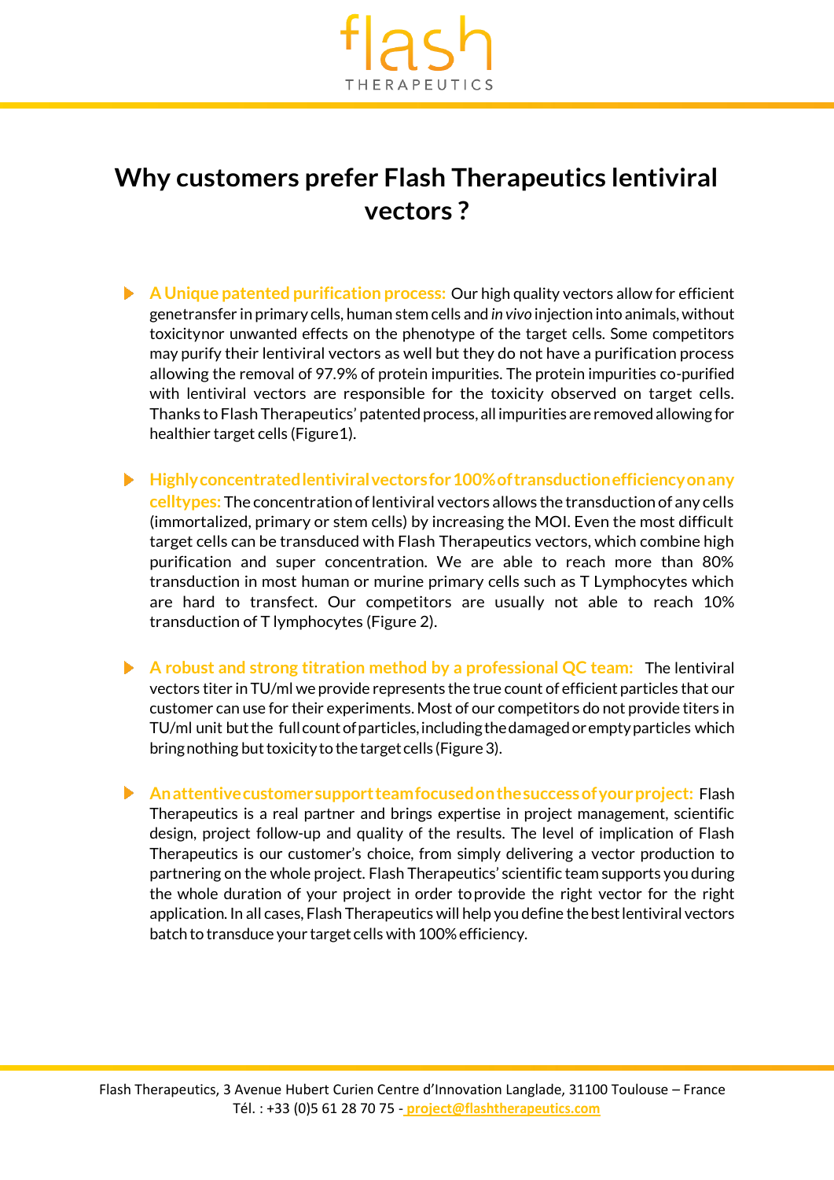# Why customers prefer Flash Therapeutics lentiviral vectors ?

- **A Unique patented purification process:** Our high quality vectors allow for efficient genetransfer in primary cells, human stem cells and *in vivo* injection into animals, without toxicitynor unwanted effects on the phenotype of the target cells. Some competitors may purify their lentiviral vectors as well but they do not have a purification process allowing the removal of 97.9% of protein impurities. The protein impurities co-purified with lentiviral vectors are responsible for the toxicity observed on target cells. Thanks to Flash Therapeutics' patented process, all impurities are removed allowing for healthier target cells (Figure1).

- **Highly concentrated lentiviral vectors for 100% of transduction efficiency on any celltypes:** The concentration of lentiviral vectors allows the transduction of any cells (immortalized, primary or stem cells) by increasing the MOI. Even the most difficult target cells can be transduced with Flash Therapeutics vectors, which combine high purification and super concentration. We are able to reach more than 80% transduction in most human or murine primary cells such as T Lymphocytes which are hard to transfect. Our competitors are usually not able to reach 10% transduction of T lymphocytes (Figure 2).

- **A robust and strong titration method by a professional QC team:** The lentiviral vectors titer in TU/ml we provide represents the true count of efficient particles that our customer can use for their experiments. Most of our competitors do not provide titers in TU/ml unit but the full count of particles, including the damaged or empty particles which bring nothing but toxicity to the target cells (Figure 3).

- **An attentive customer support team focused on the success of your project:** Flash Therapeutics is a real partner and brings expertise in project management, scientific design, project follow-up and quality of the results. The level of implication of Flash Therapeutics is our customer's choice, from simply delivering a vector production to partnering on the whole project. Flash Therapeutics' scientific team supports you during the whole duration of your project in order to provide the right vector for the right application. In all cases, Flash Therapeutics will help you define the best lentiviral vectors batch to transduce your target cells with 100% efficiency.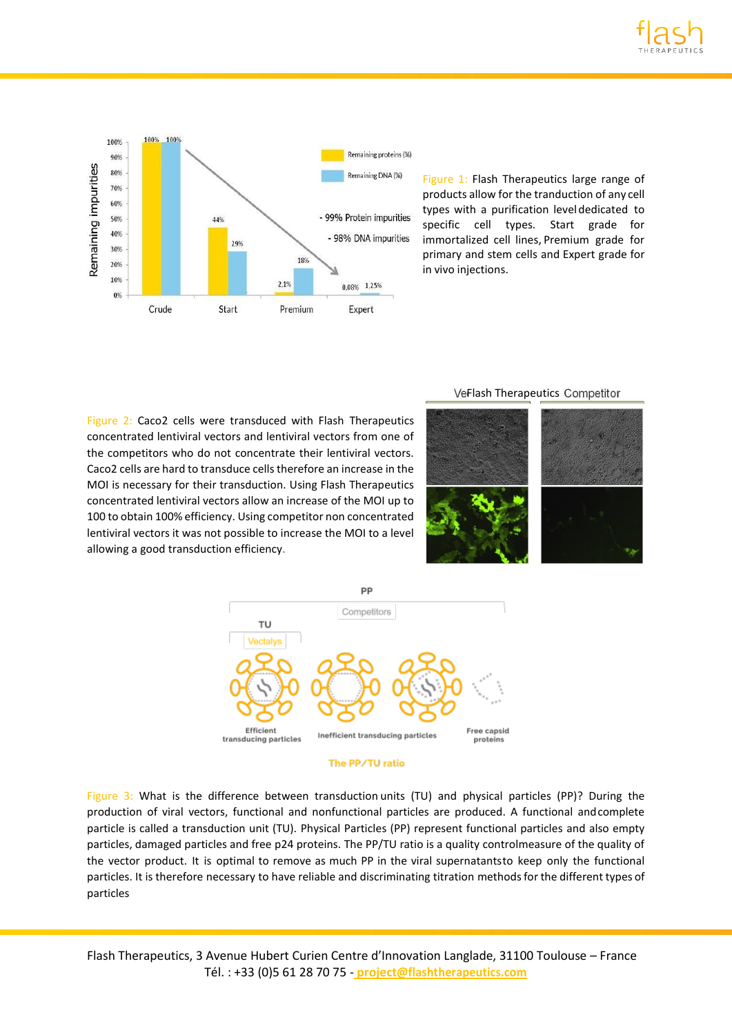Remaining impurities

100% 90% 80% 70% 60% 50% 40% 30% 20% 10% 0%

100% 100%

44% 29%

2.1% 18%

0,08% 1,25%

Crude Start Premium Expert

Remaining proteins (%)

Remaining DNA (%)

- 99% Protein impurities

- 98% DNA impurities

Figure 1: Flash Therapeutics large range of products allow for the tranduction of any cell types with a purification level dedicated to specific cell types. Start grade for immortalized cell lines, Premium grade for primary and stem cells and Expert grade for in vivo injections.

VeFlash Therapeutics Competitor

Figure 2: Caco2 cells were transduced with Flash Therapeutics concentrated lentiviral vectors and lentiviral vectors from one of the competitors who do not concentrate their lentiviral vectors. Caco2 cells are hard to transduce cells therefore an increase in the MOI is necessary for their transduction. Using Flash Therapeutics concentrated lentiviral vectors allow an increase of the MOI up to 100 to obtain 100% efficiency. Using competitor non concentrated lentiviral vectors it was not possible to increase the MOI to a level allowing a good transduction efficiency.

PP

Competitors

TU

Vectalys

Efficient transducing particles

Inefficient transducing particles

Free capsid proteins

The PP/TU ratio

Figure 3: What is the difference between transduction units (TU) and physical particles (PP)? During the production of viral vectors, functional and nonfunctional particles are produced. A functional and complete particle is called a transduction unit (TU). Physical Particles (PP) represent functional particles and also empty particles, damaged particles and free p24 proteins. The PP/TU ratio is a quality control measure of the quality of the vector product. It is optimal to remove as much PP in the viral supernatants to keep only the functional particles. It is therefore necessary to have reliable and discriminating titration methods for the different types of particles

Flash Therapeutics, 3 Avenue Hubert Curien Centre d'Innovation Langlade, 31100 Toulouse – France
Tél. : +33 (0)5 61 28 70 75 - project@flashtherapeutics.com